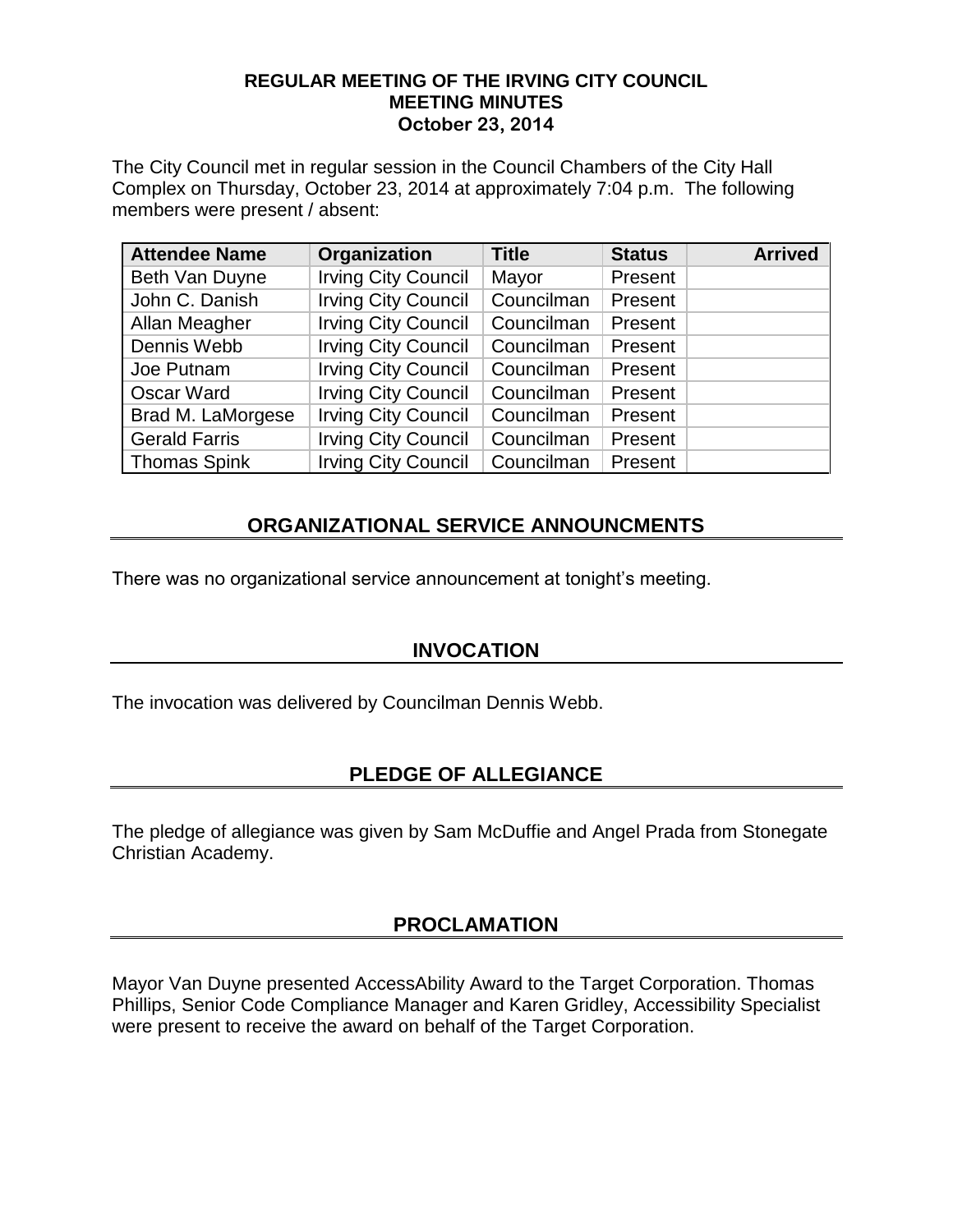# REGULAR MEETING OF THE IRVING CITY COUNCIL
## MEETING MINUTES
## October 23, 2014

The City Council met in regular session in the Council Chambers of the City Hall Complex on Thursday, October 23, 2014 at approximately 7:04 p.m. The following members were present / absent:

| Attendee Name | Organization | Title | Status | Arrived |
|---|---|---|---|---|
| Beth Van Duyne | Irving City Council | Mayor | Present | |
| John C. Danish | Irving City Council | Councilman | Present | |
| Allan Meagher | Irving City Council | Councilman | Present | |
| Dennis Webb | Irving City Council | Councilman | Present | |
| Joe Putnam | Irving City Council | Councilman | Present | |
| Oscar Ward | Irving City Council | Councilman | Present | |
| Brad M. LaMorgese | Irving City Council | Councilman | Present | |
| Gerald Farris | Irving City Council | Councilman | Present | |
| Thomas Spink | Irving City Council | Councilman | Present | |

## ORGANIZATIONAL SERVICE ANNOUNCMENTS

There was no organizational service announcement at tonight's meeting.

## INVOCATION

The invocation was delivered by Councilman Dennis Webb.

## PLEDGE OF ALLEGIANCE

The pledge of allegiance was given by Sam McDuffie and Angel Prada from Stonegate Christian Academy.

## PROCLAMATION

Mayor Van Duyne presented AccessAbility Award to the Target Corporation. Thomas Phillips, Senior Code Compliance Manager and Karen Gridley, Accessibility Specialist were present to receive the award on behalf of the Target Corporation.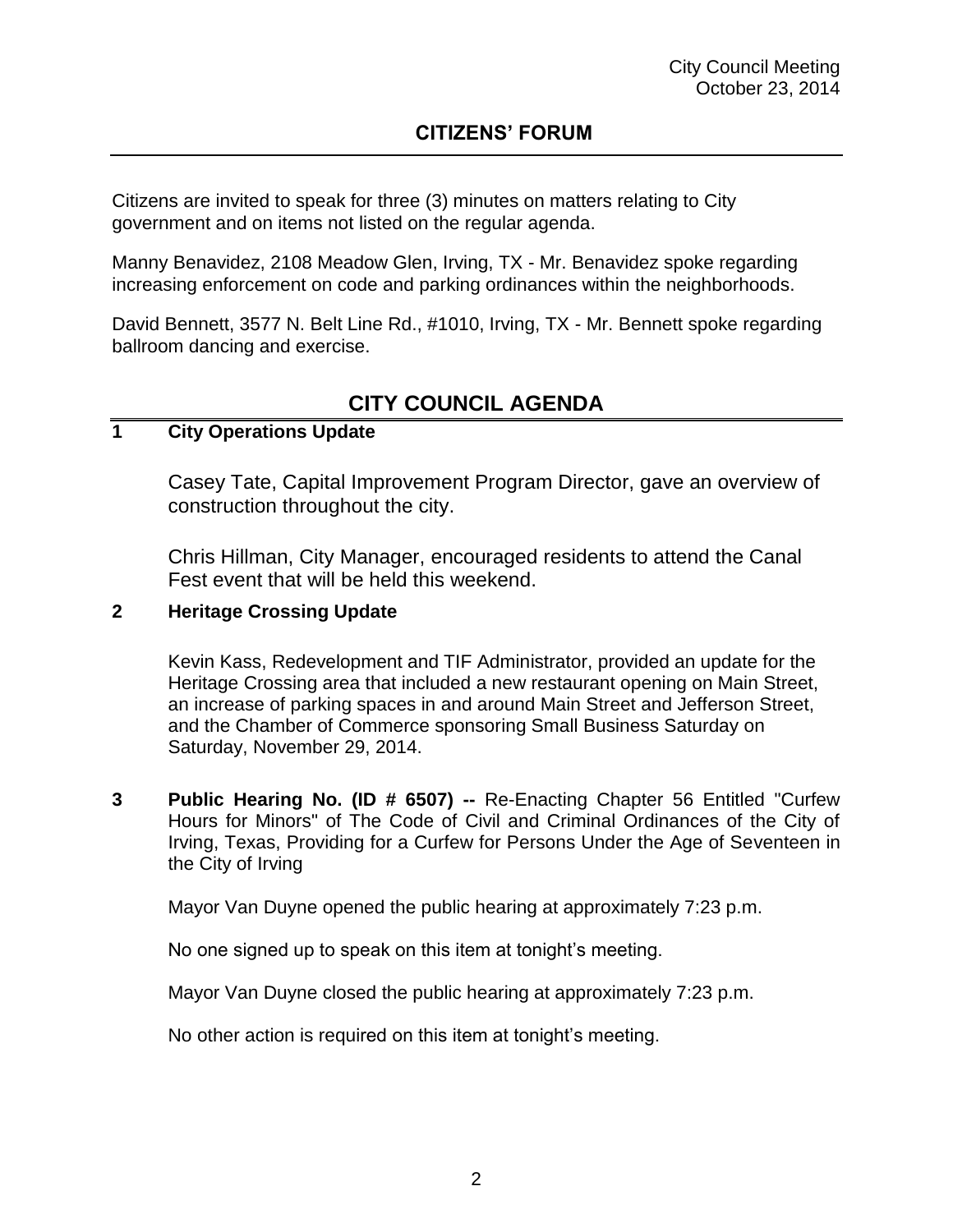## CITIZENS' FORUM

Citizens are invited to speak for three (3) minutes on matters relating to City government and on items not listed on the regular agenda.

Manny Benavidez, 2108 Meadow Glen, Irving, TX - Mr. Benavidez spoke regarding increasing enforcement on code and parking ordinances within the neighborhoods.

David Bennett, 3577 N. Belt Line Rd., #1010, Irving, TX - Mr. Bennett spoke regarding ballroom dancing and exercise.

## CITY COUNCIL AGENDA

**1 City Operations Update**

Casey Tate, Capital Improvement Program Director, gave an overview of construction throughout the city.

Chris Hillman, City Manager, encouraged residents to attend the Canal Fest event that will be held this weekend.

**2 Heritage Crossing Update**

Kevin Kass, Redevelopment and TIF Administrator, provided an update for the Heritage Crossing area that included a new restaurant opening on Main Street, an increase of parking spaces in and around Main Street and Jefferson Street, and the Chamber of Commerce sponsoring Small Business Saturday on Saturday, November 29, 2014.

**3 Public Hearing No. (ID # 6507) --** Re-Enacting Chapter 56 Entitled "Curfew Hours for Minors" of The Code of Civil and Criminal Ordinances of the City of Irving, Texas, Providing for a Curfew for Persons Under the Age of Seventeen in the City of Irving

Mayor Van Duyne opened the public hearing at approximately 7:23 p.m.

No one signed up to speak on this item at tonight's meeting.

Mayor Van Duyne closed the public hearing at approximately 7:23 p.m.

No other action is required on this item at tonight's meeting.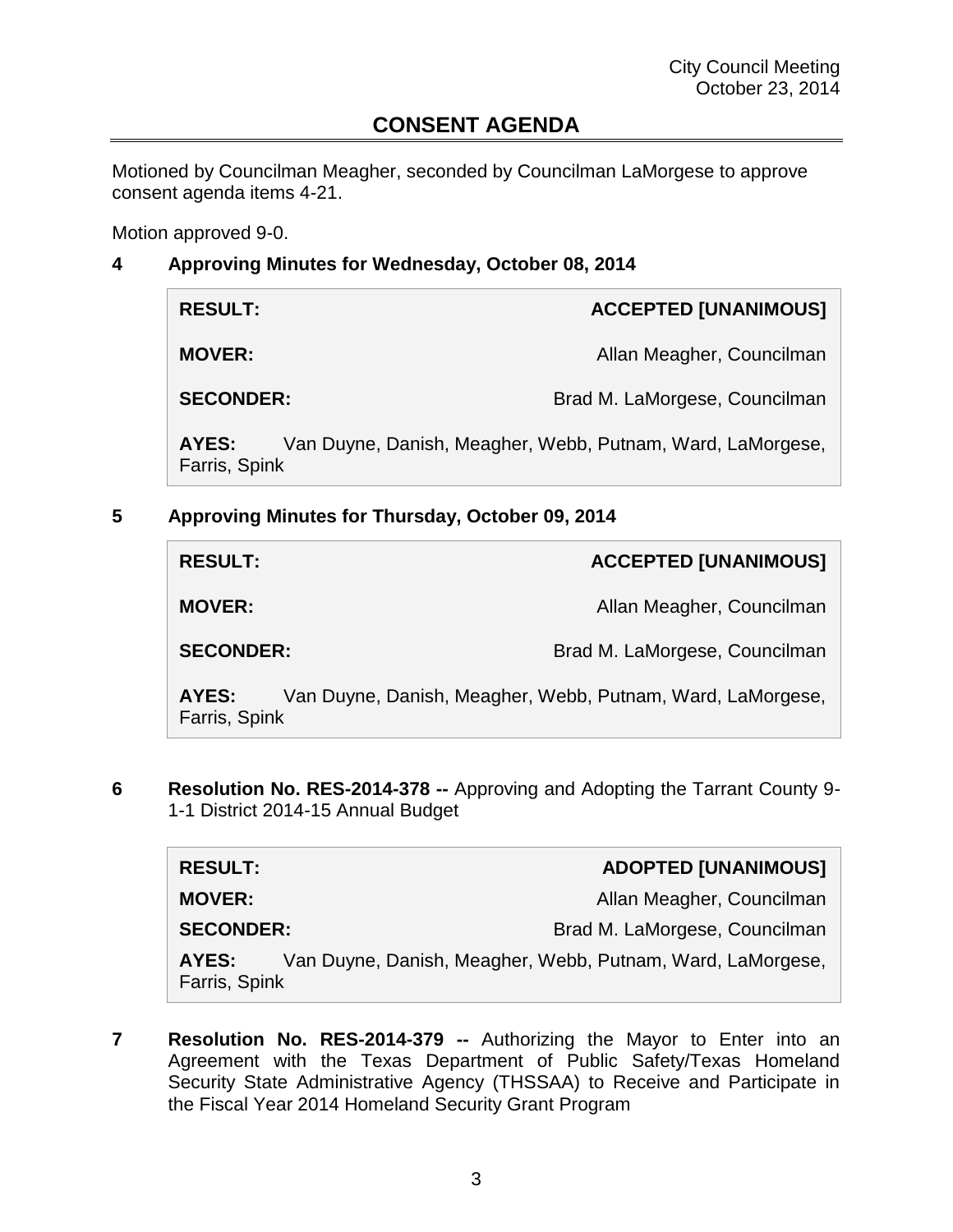# CONSENT AGENDA

Motioned by Councilman Meagher, seconded by Councilman LaMorgese to approve consent agenda items 4-21.

Motion approved 9-0.

**4 Approving Minutes for Wednesday, October 08, 2014**

| | |
|---|---|
| **RESULT:** | **ACCEPTED [UNANIMOUS]** |
| **MOVER:** | Allan Meagher, Councilman |
| **SECONDER:** | Brad M. LaMorgese, Councilman |
| **AYES:** | Van Duyne, Danish, Meagher, Webb, Putnam, Ward, LaMorgese, Farris, Spink |

**5 Approving Minutes for Thursday, October 09, 2014**

| | |
|---|---|
| **RESULT:** | **ACCEPTED [UNANIMOUS]** |
| **MOVER:** | Allan Meagher, Councilman |
| **SECONDER:** | Brad M. LaMorgese, Councilman |
| **AYES:** | Van Duyne, Danish, Meagher, Webb, Putnam, Ward, LaMorgese, Farris, Spink |

**6 Resolution No. RES-2014-378 --** Approving and Adopting the Tarrant County 9-1-1 District 2014-15 Annual Budget

| | |
|---|---|
| **RESULT:** | **ADOPTED [UNANIMOUS]** |
| **MOVER:** | Allan Meagher, Councilman |
| **SECONDER:** | Brad M. LaMorgese, Councilman |
| **AYES:** | Van Duyne, Danish, Meagher, Webb, Putnam, Ward, LaMorgese, Farris, Spink |

**7 Resolution No. RES-2014-379 --** Authorizing the Mayor to Enter into an Agreement with the Texas Department of Public Safety/Texas Homeland Security State Administrative Agency (THSSAA) to Receive and Participate in the Fiscal Year 2014 Homeland Security Grant Program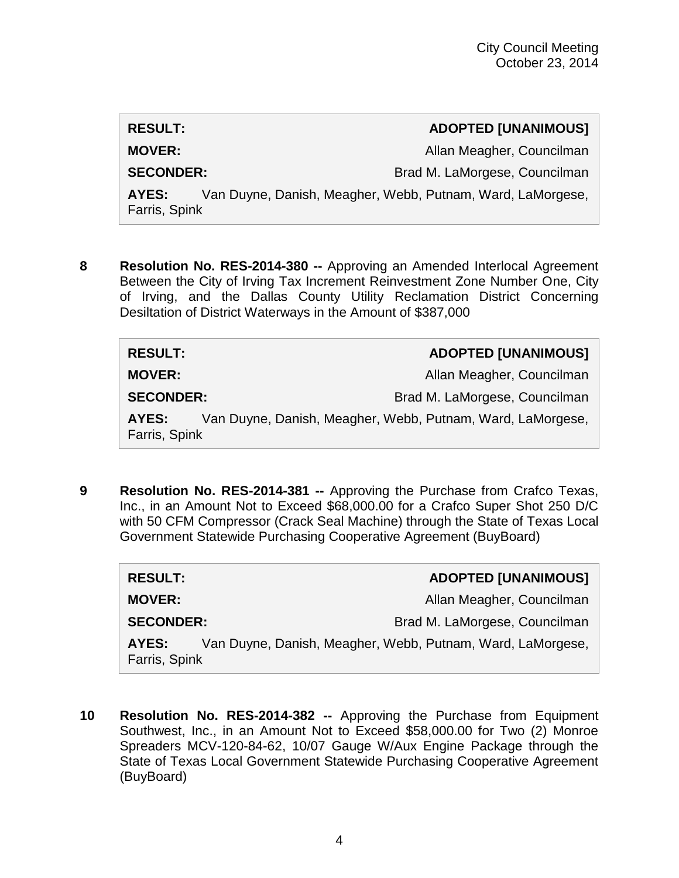| | |
|---|---|
| **RESULT:** | **ADOPTED [UNANIMOUS]** |
| **MOVER:** | Allan Meagher, Councilman |
| **SECONDER:** | Brad M. LaMorgese, Councilman |
| **AYES:** | Van Duyne, Danish, Meagher, Webb, Putnam, Ward, LaMorgese, Farris, Spink |

**8** **Resolution No. RES-2014-380 --** Approving an Amended Interlocal Agreement Between the City of Irving Tax Increment Reinvestment Zone Number One, City of Irving, and the Dallas County Utility Reclamation District Concerning Desiltation of District Waterways in the Amount of $387,000

| | |
|---|---|
| **RESULT:** | **ADOPTED [UNANIMOUS]** |
| **MOVER:** | Allan Meagher, Councilman |
| **SECONDER:** | Brad M. LaMorgese, Councilman |
| **AYES:** | Van Duyne, Danish, Meagher, Webb, Putnam, Ward, LaMorgese, Farris, Spink |

**9** **Resolution No. RES-2014-381 --** Approving the Purchase from Crafco Texas, Inc., in an Amount Not to Exceed $68,000.00 for a Crafco Super Shot 250 D/C with 50 CFM Compressor (Crack Seal Machine) through the State of Texas Local Government Statewide Purchasing Cooperative Agreement (BuyBoard)

| | |
|---|---|
| **RESULT:** | **ADOPTED [UNANIMOUS]** |
| **MOVER:** | Allan Meagher, Councilman |
| **SECONDER:** | Brad M. LaMorgese, Councilman |
| **AYES:** | Van Duyne, Danish, Meagher, Webb, Putnam, Ward, LaMorgese, Farris, Spink |

**10** **Resolution No. RES-2014-382 --** Approving the Purchase from Equipment Southwest, Inc., in an Amount Not to Exceed $58,000.00 for Two (2) Monroe Spreaders MCV-120-84-62, 10/07 Gauge W/Aux Engine Package through the State of Texas Local Government Statewide Purchasing Cooperative Agreement (BuyBoard)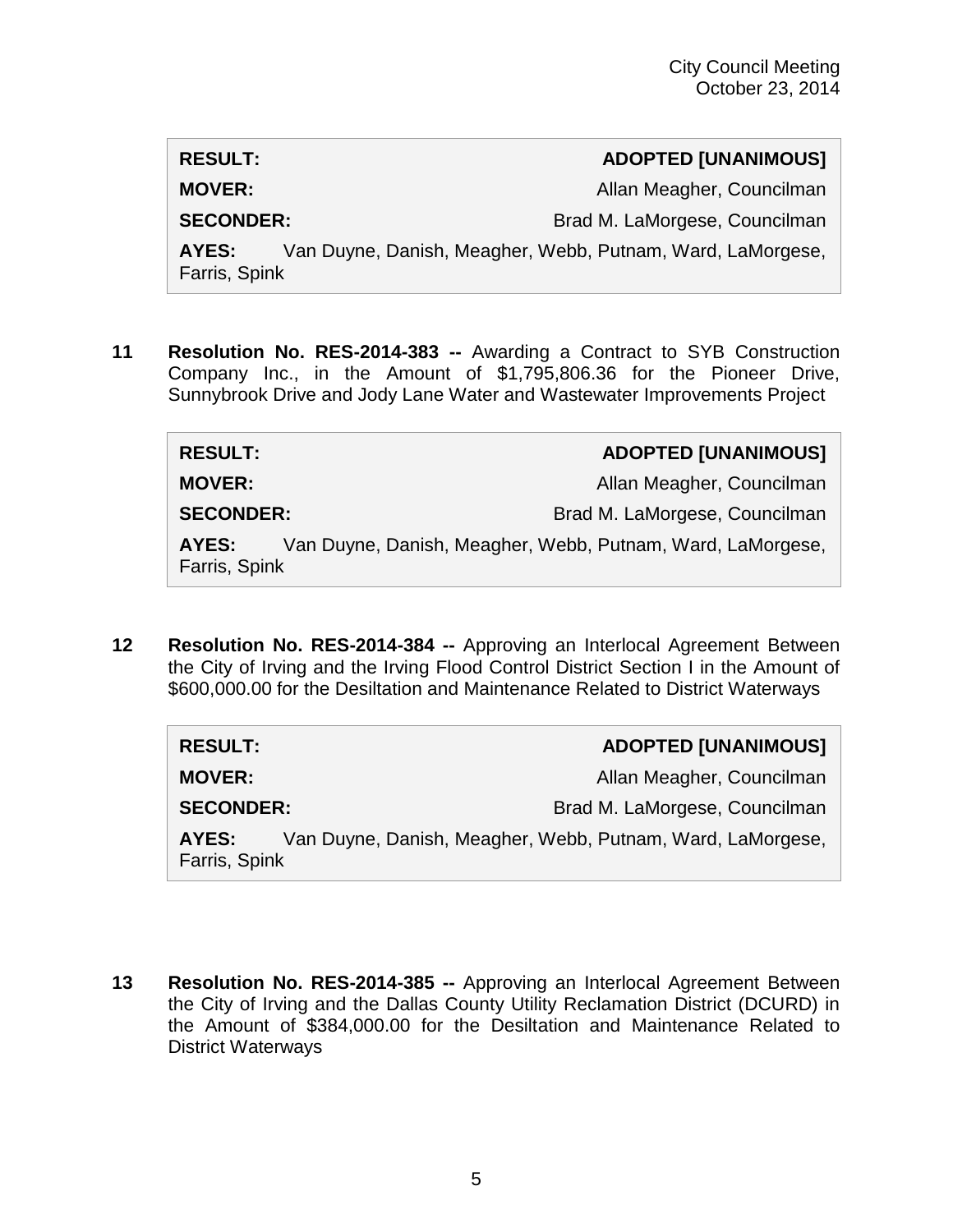| | |
|---|---|
| **RESULT:** | **ADOPTED [UNANIMOUS]** |
| **MOVER:** | Allan Meagher, Councilman |
| **SECONDER:** | Brad M. LaMorgese, Councilman |
| **AYES:** | Van Duyne, Danish, Meagher, Webb, Putnam, Ward, LaMorgese, Farris, Spink |

**11 Resolution No. RES-2014-383 --** Awarding a Contract to SYB Construction Company Inc., in the Amount of $1,795,806.36 for the Pioneer Drive, Sunnybrook Drive and Jody Lane Water and Wastewater Improvements Project

| | |
|---|---|
| **RESULT:** | **ADOPTED [UNANIMOUS]** |
| **MOVER:** | Allan Meagher, Councilman |
| **SECONDER:** | Brad M. LaMorgese, Councilman |
| **AYES:** | Van Duyne, Danish, Meagher, Webb, Putnam, Ward, LaMorgese, Farris, Spink |

**12 Resolution No. RES-2014-384 --** Approving an Interlocal Agreement Between the City of Irving and the Irving Flood Control District Section I in the Amount of $600,000.00 for the Desiltation and Maintenance Related to District Waterways

| | |
|---|---|
| **RESULT:** | **ADOPTED [UNANIMOUS]** |
| **MOVER:** | Allan Meagher, Councilman |
| **SECONDER:** | Brad M. LaMorgese, Councilman |
| **AYES:** | Van Duyne, Danish, Meagher, Webb, Putnam, Ward, LaMorgese, Farris, Spink |

**13 Resolution No. RES-2014-385 --** Approving an Interlocal Agreement Between the City of Irving and the Dallas County Utility Reclamation District (DCURD) in the Amount of $384,000.00 for the Desiltation and Maintenance Related to District Waterways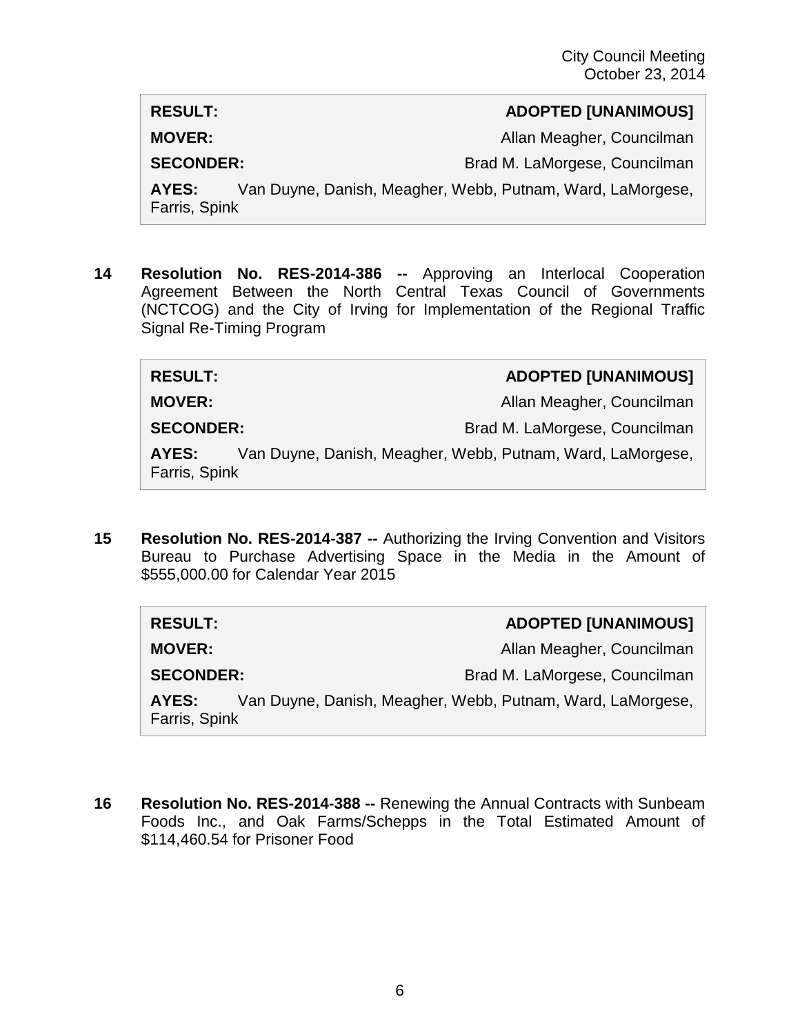| | |
|---|---|
| **RESULT:** | **ADOPTED [UNANIMOUS]** |
| **MOVER:** | Allan Meagher, Councilman |
| **SECONDER:** | Brad M. LaMorgese, Councilman |
| **AYES:** | Van Duyne, Danish, Meagher, Webb, Putnam, Ward, LaMorgese, Farris, Spink |

**14 Resolution No. RES-2014-386 --** Approving an Interlocal Cooperation Agreement Between the North Central Texas Council of Governments (NCTCOG) and the City of Irving for Implementation of the Regional Traffic Signal Re-Timing Program

| | |
|---|---|
| **RESULT:** | **ADOPTED [UNANIMOUS]** |
| **MOVER:** | Allan Meagher, Councilman |
| **SECONDER:** | Brad M. LaMorgese, Councilman |
| **AYES:** | Van Duyne, Danish, Meagher, Webb, Putnam, Ward, LaMorgese, Farris, Spink |

**15 Resolution No. RES-2014-387 --** Authorizing the Irving Convention and Visitors Bureau to Purchase Advertising Space in the Media in the Amount of $555,000.00 for Calendar Year 2015

| | |
|---|---|
| **RESULT:** | **ADOPTED [UNANIMOUS]** |
| **MOVER:** | Allan Meagher, Councilman |
| **SECONDER:** | Brad M. LaMorgese, Councilman |
| **AYES:** | Van Duyne, Danish, Meagher, Webb, Putnam, Ward, LaMorgese, Farris, Spink |

**16 Resolution No. RES-2014-388 --** Renewing the Annual Contracts with Sunbeam Foods Inc., and Oak Farms/Schepps in the Total Estimated Amount of $114,460.54 for Prisoner Food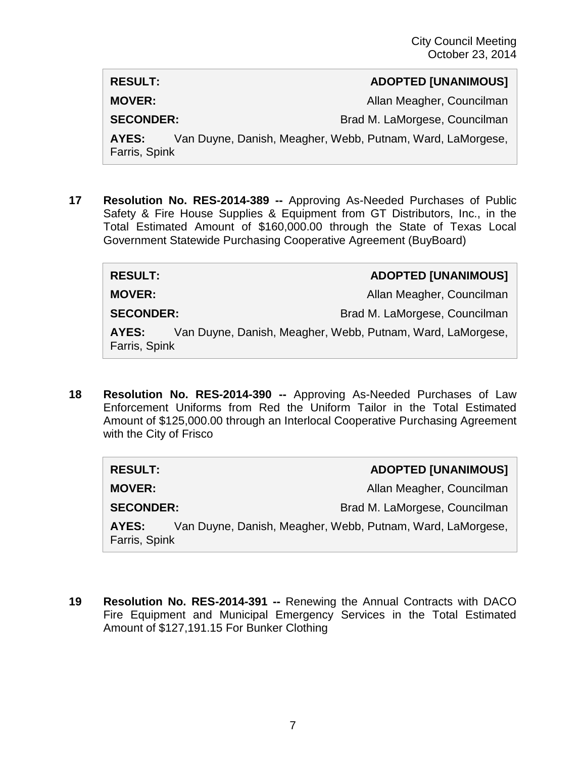| RESULT: | ADOPTED [UNANIMOUS] |
| --- | --- |
| MOVER: | Allan Meagher, Councilman |
| SECONDER: | Brad M. LaMorgese, Councilman |
| AYES: | Van Duyne, Danish, Meagher, Webb, Putnam, Ward, LaMorgese, Farris, Spink |

**17 Resolution No. RES-2014-389 --** Approving As-Needed Purchases of Public Safety & Fire House Supplies & Equipment from GT Distributors, Inc., in the Total Estimated Amount of $160,000.00 through the State of Texas Local Government Statewide Purchasing Cooperative Agreement (BuyBoard)

| RESULT: | ADOPTED [UNANIMOUS] |
| --- | --- |
| MOVER: | Allan Meagher, Councilman |
| SECONDER: | Brad M. LaMorgese, Councilman |
| AYES: | Van Duyne, Danish, Meagher, Webb, Putnam, Ward, LaMorgese, Farris, Spink |

**18 Resolution No. RES-2014-390 --** Approving As-Needed Purchases of Law Enforcement Uniforms from Red the Uniform Tailor in the Total Estimated Amount of $125,000.00 through an Interlocal Cooperative Purchasing Agreement with the City of Frisco

| RESULT: | ADOPTED [UNANIMOUS] |
| --- | --- |
| MOVER: | Allan Meagher, Councilman |
| SECONDER: | Brad M. LaMorgese, Councilman |
| AYES: | Van Duyne, Danish, Meagher, Webb, Putnam, Ward, LaMorgese, Farris, Spink |

**19 Resolution No. RES-2014-391 --** Renewing the Annual Contracts with DACO Fire Equipment and Municipal Emergency Services in the Total Estimated Amount of $127,191.15 For Bunker Clothing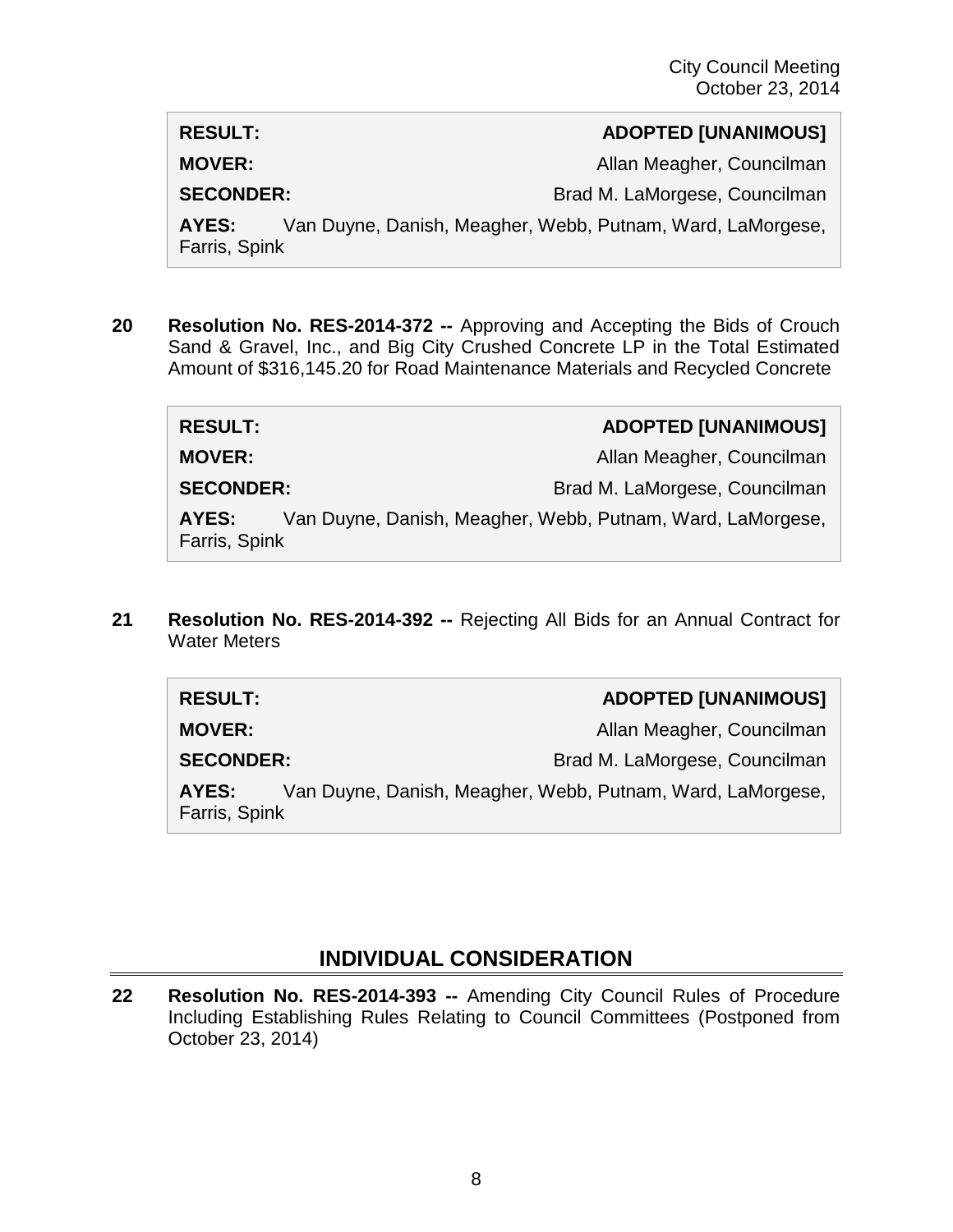| | |
|---|---|
| **RESULT:** | **ADOPTED [UNANIMOUS]** |
| **MOVER:** | Allan Meagher, Councilman |
| **SECONDER:** | Brad M. LaMorgese, Councilman |
| **AYES:** | Van Duyne, Danish, Meagher, Webb, Putnam, Ward, LaMorgese, Farris, Spink |

**20** **Resolution No. RES-2014-372 --** Approving and Accepting the Bids of Crouch Sand & Gravel, Inc., and Big City Crushed Concrete LP in the Total Estimated Amount of $316,145.20 for Road Maintenance Materials and Recycled Concrete

| | |
|---|---|
| **RESULT:** | **ADOPTED [UNANIMOUS]** |
| **MOVER:** | Allan Meagher, Councilman |
| **SECONDER:** | Brad M. LaMorgese, Councilman |
| **AYES:** | Van Duyne, Danish, Meagher, Webb, Putnam, Ward, LaMorgese, Farris, Spink |

**21** **Resolution No. RES-2014-392 --** Rejecting All Bids for an Annual Contract for Water Meters

| | |
|---|---|
| **RESULT:** | **ADOPTED [UNANIMOUS]** |
| **MOVER:** | Allan Meagher, Councilman |
| **SECONDER:** | Brad M. LaMorgese, Councilman |
| **AYES:** | Van Duyne, Danish, Meagher, Webb, Putnam, Ward, LaMorgese, Farris, Spink |

## INDIVIDUAL CONSIDERATION

**22** **Resolution No. RES-2014-393 --** Amending City Council Rules of Procedure Including Establishing Rules Relating to Council Committees (Postponed from October 23, 2014)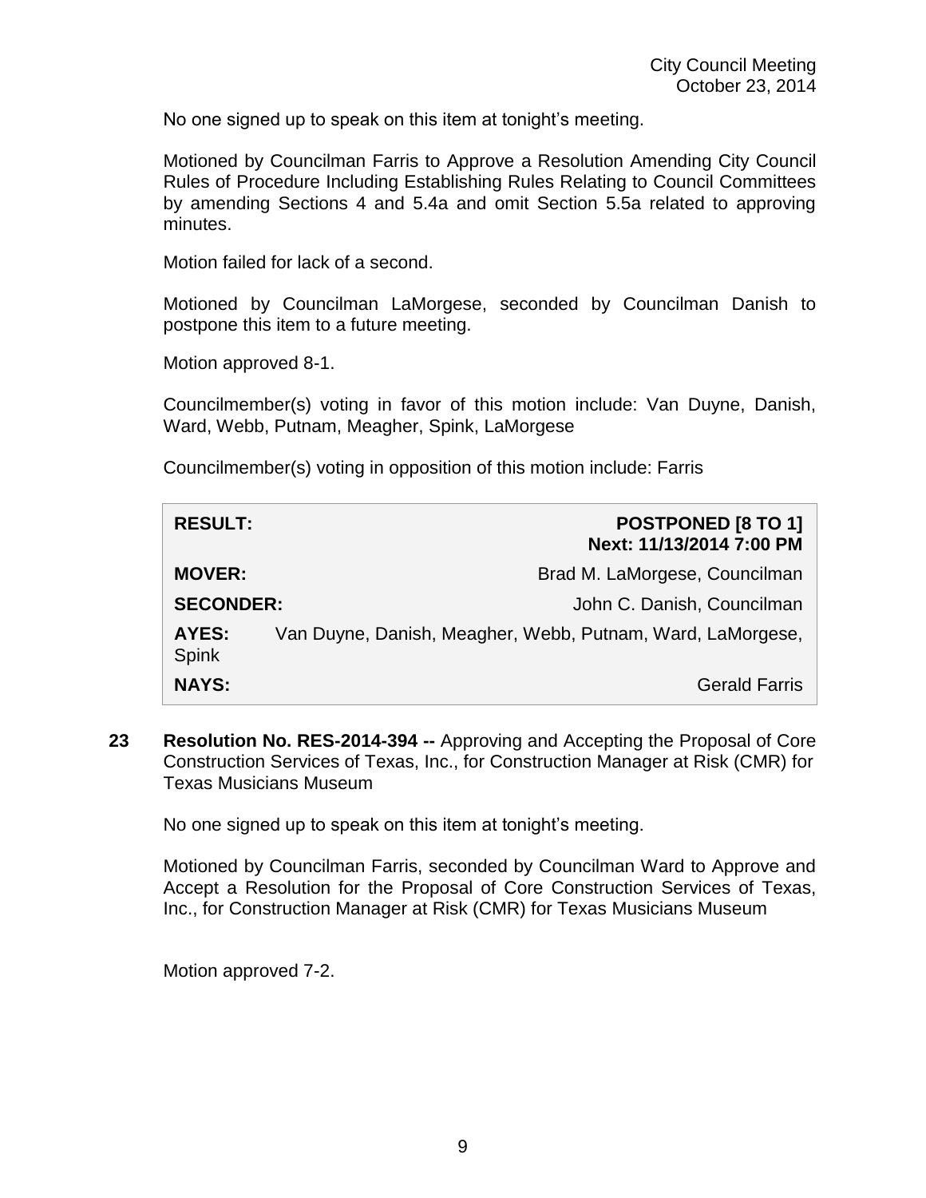No one signed up to speak on this item at tonight's meeting.

Motioned by Councilman Farris to Approve a Resolution Amending City Council Rules of Procedure Including Establishing Rules Relating to Council Committees by amending Sections 4 and 5.4a and omit Section 5.5a related to approving minutes.

Motion failed for lack of a second.

Motioned by Councilman LaMorgese, seconded by Councilman Danish to postpone this item to a future meeting.

Motion approved 8-1.

Councilmember(s) voting in favor of this motion include: Van Duyne, Danish, Ward, Webb, Putnam, Meagher, Spink, LaMorgese

Councilmember(s) voting in opposition of this motion include: Farris

| | |
|---|---|
| **RESULT:** | **POSTPONED [8 TO 1] Next: 11/13/2014 7:00 PM** |
| **MOVER:** | Brad M. LaMorgese, Councilman |
| **SECONDER:** | John C. Danish, Councilman |
| **AYES:** | Van Duyne, Danish, Meagher, Webb, Putnam, Ward, LaMorgese, Spink |
| **NAYS:** | Gerald Farris |

**23 Resolution No. RES-2014-394 --** Approving and Accepting the Proposal of Core Construction Services of Texas, Inc., for Construction Manager at Risk (CMR) for Texas Musicians Museum

No one signed up to speak on this item at tonight's meeting.

Motioned by Councilman Farris, seconded by Councilman Ward to Approve and Accept a Resolution for the Proposal of Core Construction Services of Texas, Inc., for Construction Manager at Risk (CMR) for Texas Musicians Museum

Motion approved 7-2.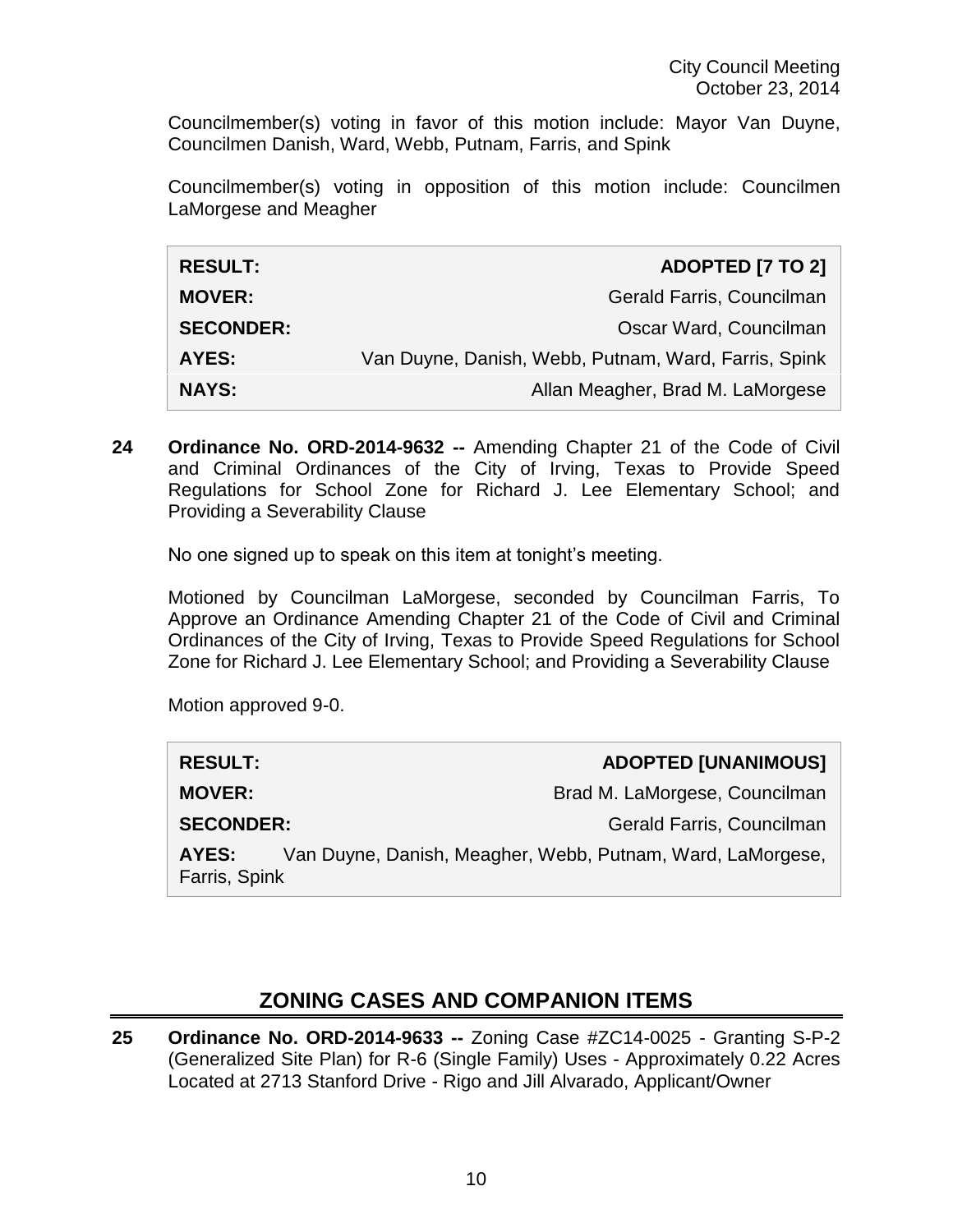Councilmember(s) voting in favor of this motion include: Mayor Van Duyne, Councilmen Danish, Ward, Webb, Putnam, Farris, and Spink

Councilmember(s) voting in opposition of this motion include: Councilmen LaMorgese and Meagher

| | |
|---|---|
| **RESULT:** | **ADOPTED [7 TO 2]** |
| **MOVER:** | Gerald Farris, Councilman |
| **SECONDER:** | Oscar Ward, Councilman |
| **AYES:** | Van Duyne, Danish, Webb, Putnam, Ward, Farris, Spink |
| **NAYS:** | Allan Meagher, Brad M. LaMorgese |

**24 Ordinance No. ORD-2014-9632 --** Amending Chapter 21 of the Code of Civil and Criminal Ordinances of the City of Irving, Texas to Provide Speed Regulations for School Zone for Richard J. Lee Elementary School; and Providing a Severability Clause

No one signed up to speak on this item at tonight's meeting.

Motioned by Councilman LaMorgese, seconded by Councilman Farris, To Approve an Ordinance Amending Chapter 21 of the Code of Civil and Criminal Ordinances of the City of Irving, Texas to Provide Speed Regulations for School Zone for Richard J. Lee Elementary School; and Providing a Severability Clause

Motion approved 9-0.

| | |
|---|---|
| **RESULT:** | **ADOPTED [UNANIMOUS]** |
| **MOVER:** | Brad M. LaMorgese, Councilman |
| **SECONDER:** | Gerald Farris, Councilman |
| **AYES:** | Van Duyne, Danish, Meagher, Webb, Putnam, Ward, LaMorgese, Farris, Spink |

## ZONING CASES AND COMPANION ITEMS

**25 Ordinance No. ORD-2014-9633 --** Zoning Case #ZC14-0025 - Granting S-P-2 (Generalized Site Plan) for R-6 (Single Family) Uses - Approximately 0.22 Acres Located at 2713 Stanford Drive - Rigo and Jill Alvarado, Applicant/Owner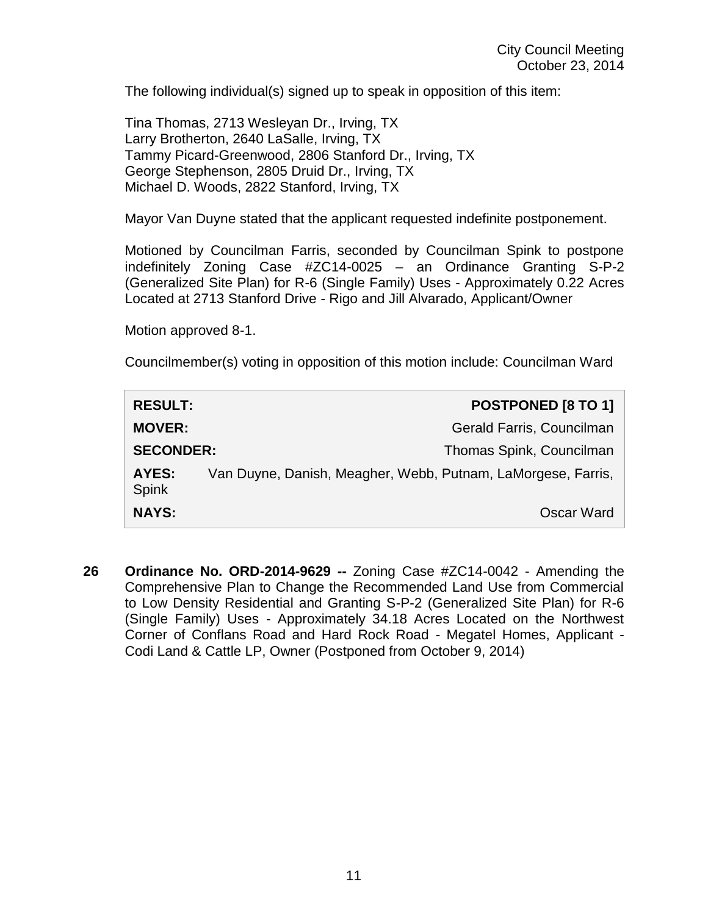The following individual(s) signed up to speak in opposition of this item:

Tina Thomas, 2713 Wesleyan Dr., Irving, TX
Larry Brotherton, 2640 LaSalle, Irving, TX
Tammy Picard-Greenwood, 2806 Stanford Dr., Irving, TX
George Stephenson, 2805 Druid Dr., Irving, TX
Michael D. Woods, 2822 Stanford, Irving, TX

Mayor Van Duyne stated that the applicant requested indefinite postponement.

Motioned by Councilman Farris, seconded by Councilman Spink to postpone indefinitely Zoning Case #ZC14-0025 – an Ordinance Granting S-P-2 (Generalized Site Plan) for R-6 (Single Family) Uses - Approximately 0.22 Acres Located at 2713 Stanford Drive - Rigo and Jill Alvarado, Applicant/Owner

Motion approved 8-1.

Councilmember(s) voting in opposition of this motion include: Councilman Ward

| | |
|---|---|
| **RESULT:** | **POSTPONED [8 TO 1]** |
| **MOVER:** | Gerald Farris, Councilman |
| **SECONDER:** | Thomas Spink, Councilman |
| **AYES:** | Van Duyne, Danish, Meagher, Webb, Putnam, LaMorgese, Farris, Spink |
| **NAYS:** | Oscar Ward |

**26** **Ordinance No. ORD-2014-9629 --** Zoning Case #ZC14-0042 - Amending the Comprehensive Plan to Change the Recommended Land Use from Commercial to Low Density Residential and Granting S-P-2 (Generalized Site Plan) for R-6 (Single Family) Uses - Approximately 34.18 Acres Located on the Northwest Corner of Conflans Road and Hard Rock Road - Megatel Homes, Applicant - Codi Land & Cattle LP, Owner (Postponed from October 9, 2014)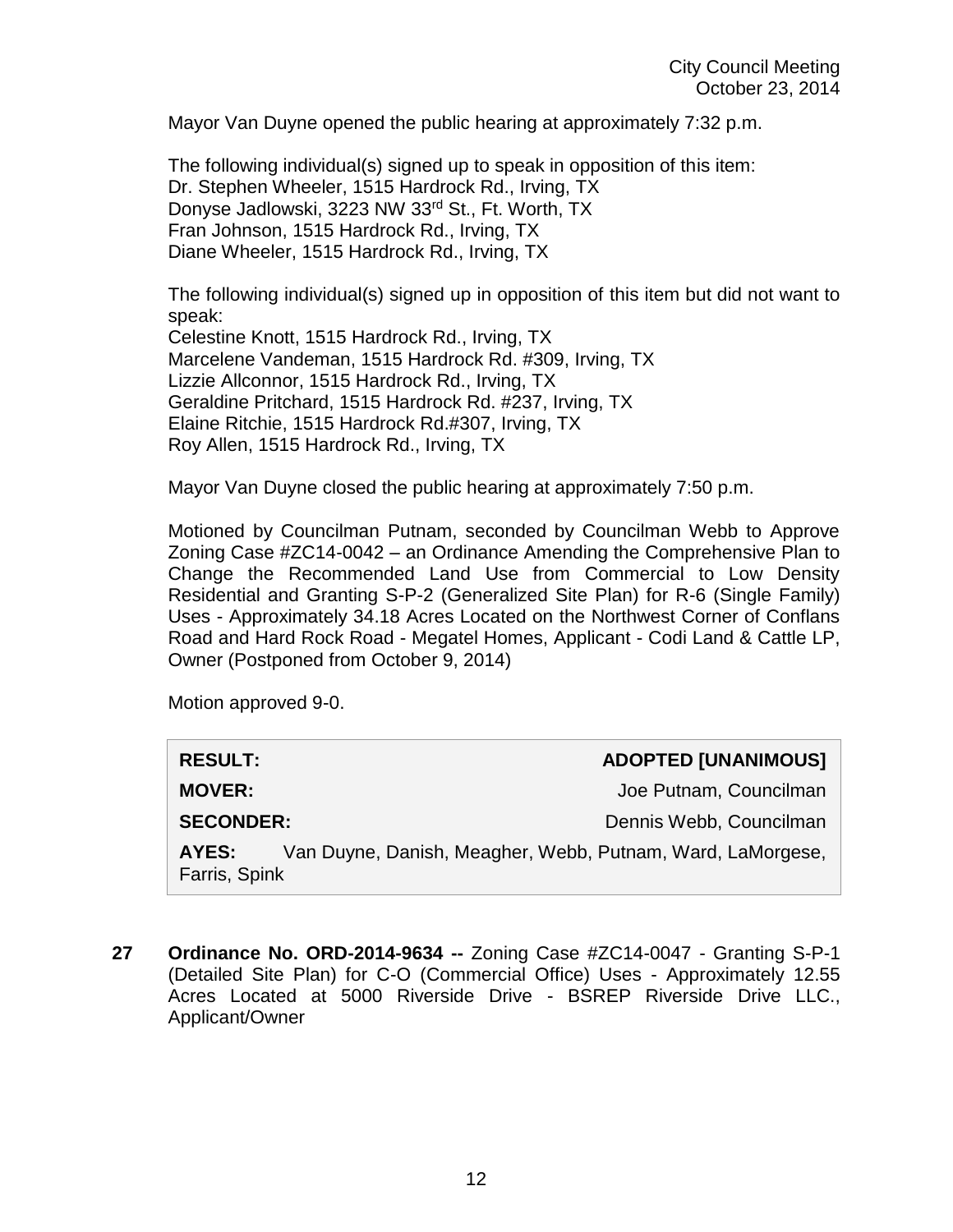Mayor Van Duyne opened the public hearing at approximately 7:32 p.m.

The following individual(s) signed up to speak in opposition of this item:
Dr. Stephen Wheeler, 1515 Hardrock Rd., Irving, TX
Donyse Jadlowski, 3223 NW 33rd St., Ft. Worth, TX
Fran Johnson, 1515 Hardrock Rd., Irving, TX
Diane Wheeler, 1515 Hardrock Rd., Irving, TX

The following individual(s) signed up in opposition of this item but did not want to speak:
Celestine Knott, 1515 Hardrock Rd., Irving, TX
Marcelene Vandeman, 1515 Hardrock Rd. #309, Irving, TX
Lizzie Allconnor, 1515 Hardrock Rd., Irving, TX
Geraldine Pritchard, 1515 Hardrock Rd. #237, Irving, TX
Elaine Ritchie, 1515 Hardrock Rd.#307, Irving, TX
Roy Allen, 1515 Hardrock Rd., Irving, TX

Mayor Van Duyne closed the public hearing at approximately 7:50 p.m.

Motioned by Councilman Putnam, seconded by Councilman Webb to Approve Zoning Case #ZC14-0042 – an Ordinance Amending the Comprehensive Plan to Change the Recommended Land Use from Commercial to Low Density Residential and Granting S-P-2 (Generalized Site Plan) for R-6 (Single Family) Uses - Approximately 34.18 Acres Located on the Northwest Corner of Conflans Road and Hard Rock Road - Megatel Homes, Applicant - Codi Land & Cattle LP, Owner (Postponed from October 9, 2014)

Motion approved 9-0.

| | |
|---|---|
| **RESULT:** | **ADOPTED [UNANIMOUS]** |
| **MOVER:** | Joe Putnam, Councilman |
| **SECONDER:** | Dennis Webb, Councilman |
| **AYES:** | Van Duyne, Danish, Meagher, Webb, Putnam, Ward, LaMorgese, Farris, Spink |

**27** **Ordinance No. ORD-2014-9634 --** Zoning Case #ZC14-0047 - Granting S-P-1 (Detailed Site Plan) for C-O (Commercial Office) Uses - Approximately 12.55 Acres Located at 5000 Riverside Drive - BSREP Riverside Drive LLC., Applicant/Owner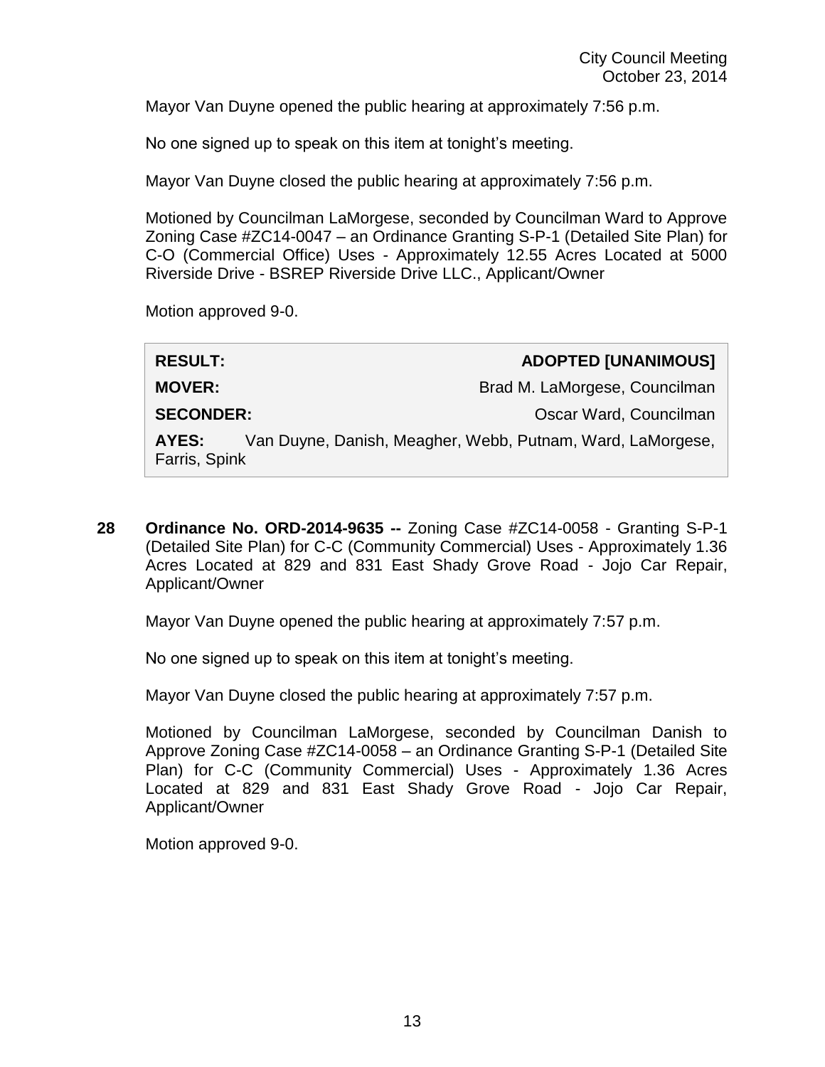Mayor Van Duyne opened the public hearing at approximately 7:56 p.m.

No one signed up to speak on this item at tonight's meeting.

Mayor Van Duyne closed the public hearing at approximately 7:56 p.m.

Motioned by Councilman LaMorgese, seconded by Councilman Ward to Approve Zoning Case #ZC14-0047 – an Ordinance Granting S-P-1 (Detailed Site Plan) for C-O (Commercial Office) Uses - Approximately 12.55 Acres Located at 5000 Riverside Drive - BSREP Riverside Drive LLC., Applicant/Owner

Motion approved 9-0.

| | |
|---|---|
| **RESULT:** | **ADOPTED [UNANIMOUS]** |
| **MOVER:** | Brad M. LaMorgese, Councilman |
| **SECONDER:** | Oscar Ward, Councilman |
| **AYES:** | Van Duyne, Danish, Meagher, Webb, Putnam, Ward, LaMorgese, Farris, Spink |

**28 Ordinance No. ORD-2014-9635 --** Zoning Case #ZC14-0058 - Granting S-P-1 (Detailed Site Plan) for C-C (Community Commercial) Uses - Approximately 1.36 Acres Located at 829 and 831 East Shady Grove Road - Jojo Car Repair, Applicant/Owner

Mayor Van Duyne opened the public hearing at approximately 7:57 p.m.

No one signed up to speak on this item at tonight's meeting.

Mayor Van Duyne closed the public hearing at approximately 7:57 p.m.

Motioned by Councilman LaMorgese, seconded by Councilman Danish to Approve Zoning Case #ZC14-0058 – an Ordinance Granting S-P-1 (Detailed Site Plan) for C-C (Community Commercial) Uses - Approximately 1.36 Acres Located at 829 and 831 East Shady Grove Road - Jojo Car Repair, Applicant/Owner

Motion approved 9-0.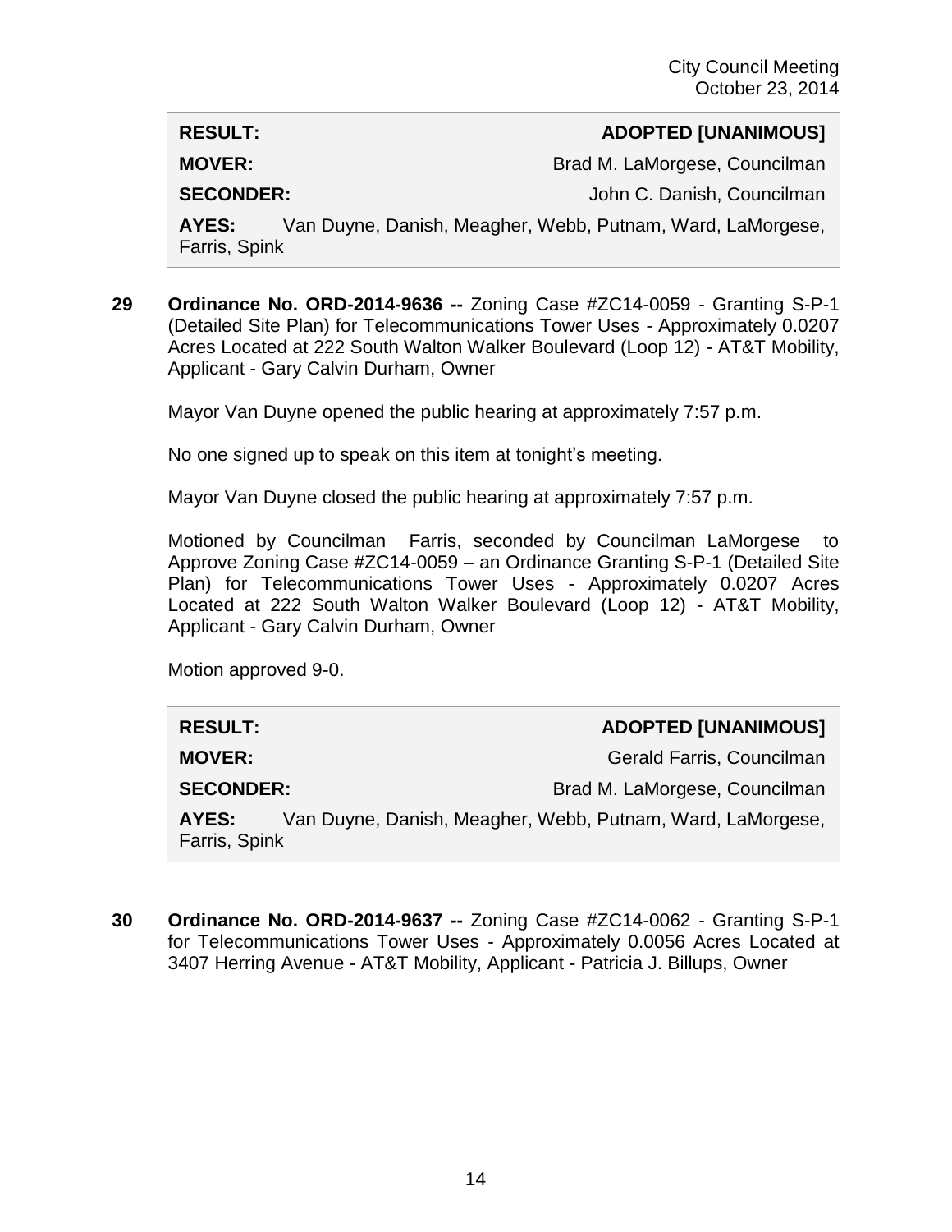| | |
|---|---|
| **RESULT:** | **ADOPTED [UNANIMOUS]** |
| **MOVER:** | Brad M. LaMorgese, Councilman |
| **SECONDER:** | John C. Danish, Councilman |
| **AYES:** | Van Duyne, Danish, Meagher, Webb, Putnam, Ward, LaMorgese, Farris, Spink |

**29 Ordinance No. ORD-2014-9636 --** Zoning Case #ZC14-0059 - Granting S-P-1 (Detailed Site Plan) for Telecommunications Tower Uses - Approximately 0.0207 Acres Located at 222 South Walton Walker Boulevard (Loop 12) - AT&T Mobility, Applicant - Gary Calvin Durham, Owner

Mayor Van Duyne opened the public hearing at approximately 7:57 p.m.

No one signed up to speak on this item at tonight's meeting.

Mayor Van Duyne closed the public hearing at approximately 7:57 p.m.

Motioned by Councilman Farris, seconded by Councilman LaMorgese to Approve Zoning Case #ZC14-0059 – an Ordinance Granting S-P-1 (Detailed Site Plan) for Telecommunications Tower Uses - Approximately 0.0207 Acres Located at 222 South Walton Walker Boulevard (Loop 12) - AT&T Mobility, Applicant - Gary Calvin Durham, Owner

Motion approved 9-0.

| | |
|---|---|
| **RESULT:** | **ADOPTED [UNANIMOUS]** |
| **MOVER:** | Gerald Farris, Councilman |
| **SECONDER:** | Brad M. LaMorgese, Councilman |
| **AYES:** | Van Duyne, Danish, Meagher, Webb, Putnam, Ward, LaMorgese, Farris, Spink |

**30 Ordinance No. ORD-2014-9637 --** Zoning Case #ZC14-0062 - Granting S-P-1 for Telecommunications Tower Uses - Approximately 0.0056 Acres Located at 3407 Herring Avenue - AT&T Mobility, Applicant - Patricia J. Billups, Owner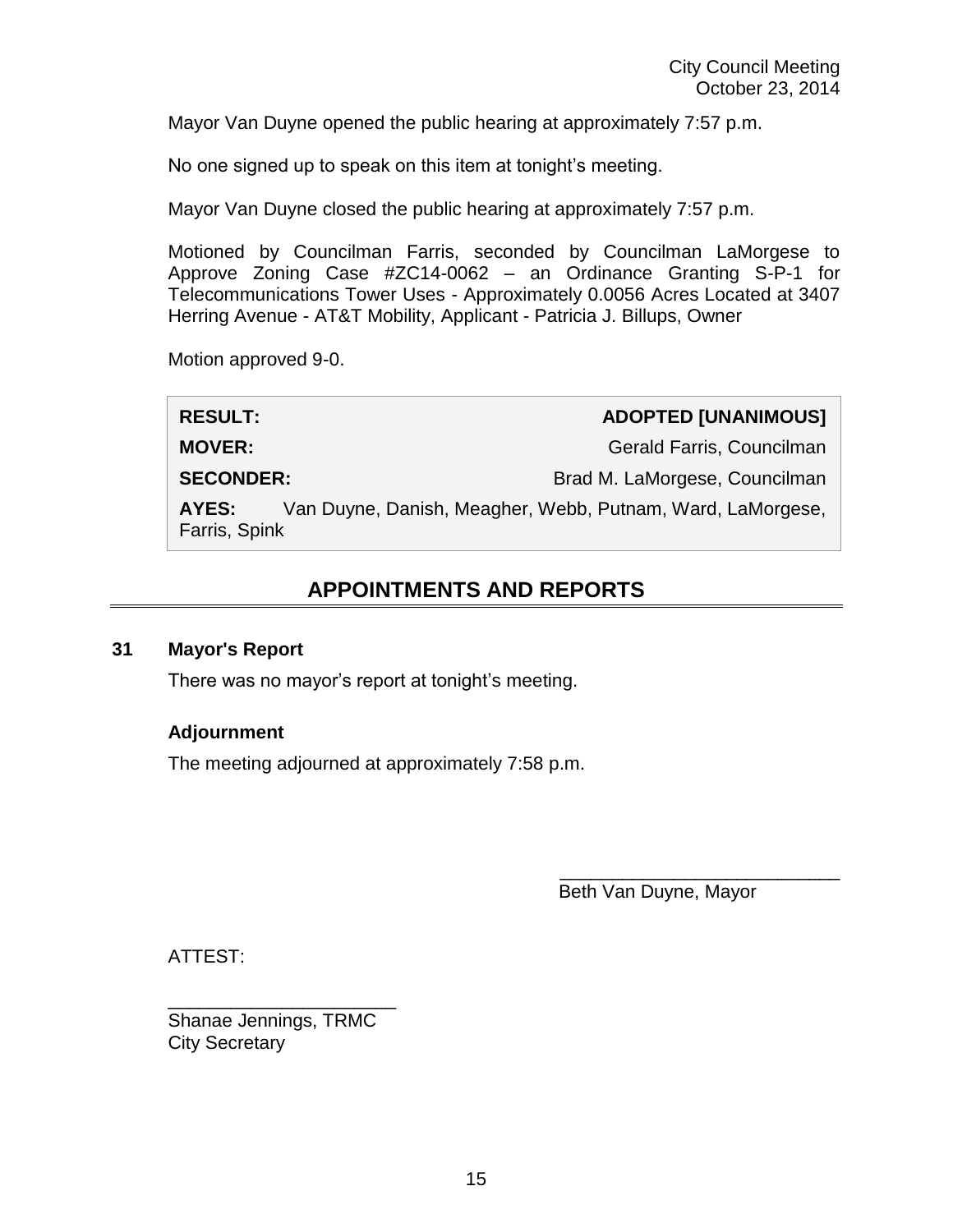Mayor Van Duyne opened the public hearing at approximately 7:57 p.m.

No one signed up to speak on this item at tonight's meeting.

Mayor Van Duyne closed the public hearing at approximately 7:57 p.m.

Motioned by Councilman Farris, seconded by Councilman LaMorgese to Approve Zoning Case #ZC14-0062 – an Ordinance Granting S-P-1 for Telecommunications Tower Uses - Approximately 0.0056 Acres Located at 3407 Herring Avenue - AT&T Mobility, Applicant - Patricia J. Billups, Owner

Motion approved 9-0.

| | |
|---|---|
| **RESULT:** | **ADOPTED [UNANIMOUS]** |
| **MOVER:** | Gerald Farris, Councilman |
| **SECONDER:** | Brad M. LaMorgese, Councilman |
| **AYES:** | Van Duyne, Danish, Meagher, Webb, Putnam, Ward, LaMorgese, Farris, Spink |

## APPOINTMENTS AND REPORTS

**31 Mayor's Report**

There was no mayor's report at tonight's meeting.

**Adjournment**

The meeting adjourned at approximately 7:58 p.m.

\_\_\_\_\_\_\_\_\_\_\_\_\_\_\_\_\_\_\_\_\_\_\_\_\_\_\_\_
Beth Van Duyne, Mayor

ATTEST:

\_\_\_\_\_\_\_\_\_\_\_\_\_\_\_\_\_\_\_\_\_\_\_\_
Shanae Jennings, TRMC
City Secretary